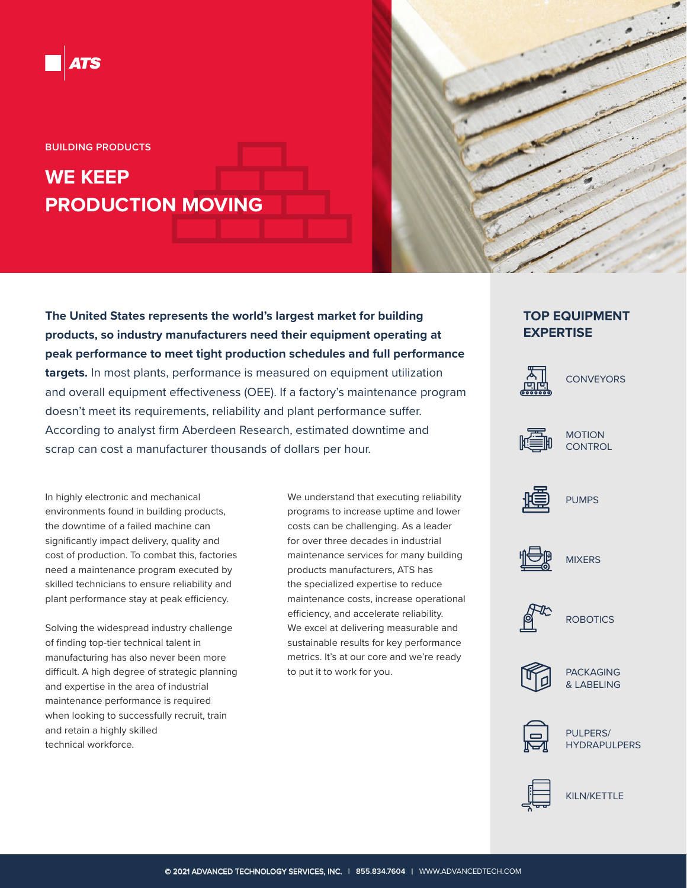ATS

BUILDING PRODUCTS

# WE KEEP PRODUCTION MOVING

**The United States represents the world's largest market for building products, so industry manufacturers need their equipment operating at peak performance to meet tight production schedules and full performance targets.** In most plants, performance is measured on equipment utilization and overall equipment effectiveness (OEE). If a factory's maintenance program doesn't meet its requirements, reliability and plant performance suffer. According to analyst firm Aberdeen Research, estimated downtime and scrap can cost a manufacturer thousands of dollars per hour.

In highly electronic and mechanical environments found in building products, the downtime of a failed machine can significantly impact delivery, quality and cost of production. To combat this, factories need a maintenance program executed by skilled technicians to ensure reliability and plant performance stay at peak efficiency.

Solving the widespread industry challenge of finding top-tier technical talent in manufacturing has also never been more difficult. A high degree of strategic planning and expertise in the area of industrial maintenance performance is required when looking to successfully recruit, train and retain a highly skilled technical workforce.

We understand that executing reliability programs to increase uptime and lower costs can be challenging. As a leader for over three decades in industrial maintenance services for many building products manufacturers, ATS has the specialized expertise to reduce maintenance costs, increase operational efficiency, and accelerate reliability. We excel at delivering measurable and sustainable results for key performance metrics. It's at our core and we're ready to put it to work for you.

## TOP EQUIPMENT EXPERTISE

- CONVEYORS
- MOTION CONTROL
- PUMPS
- MIXERS
- ROBOTICS
- PACKAGING & LABELING
- PULPERS/ HYDRAPULPERS
- KILN/KETTLE

© 2021 ADVANCED TECHNOLOGY SERVICES, INC. | 855.834.7604 | WWW.ADVANCEDTECH.COM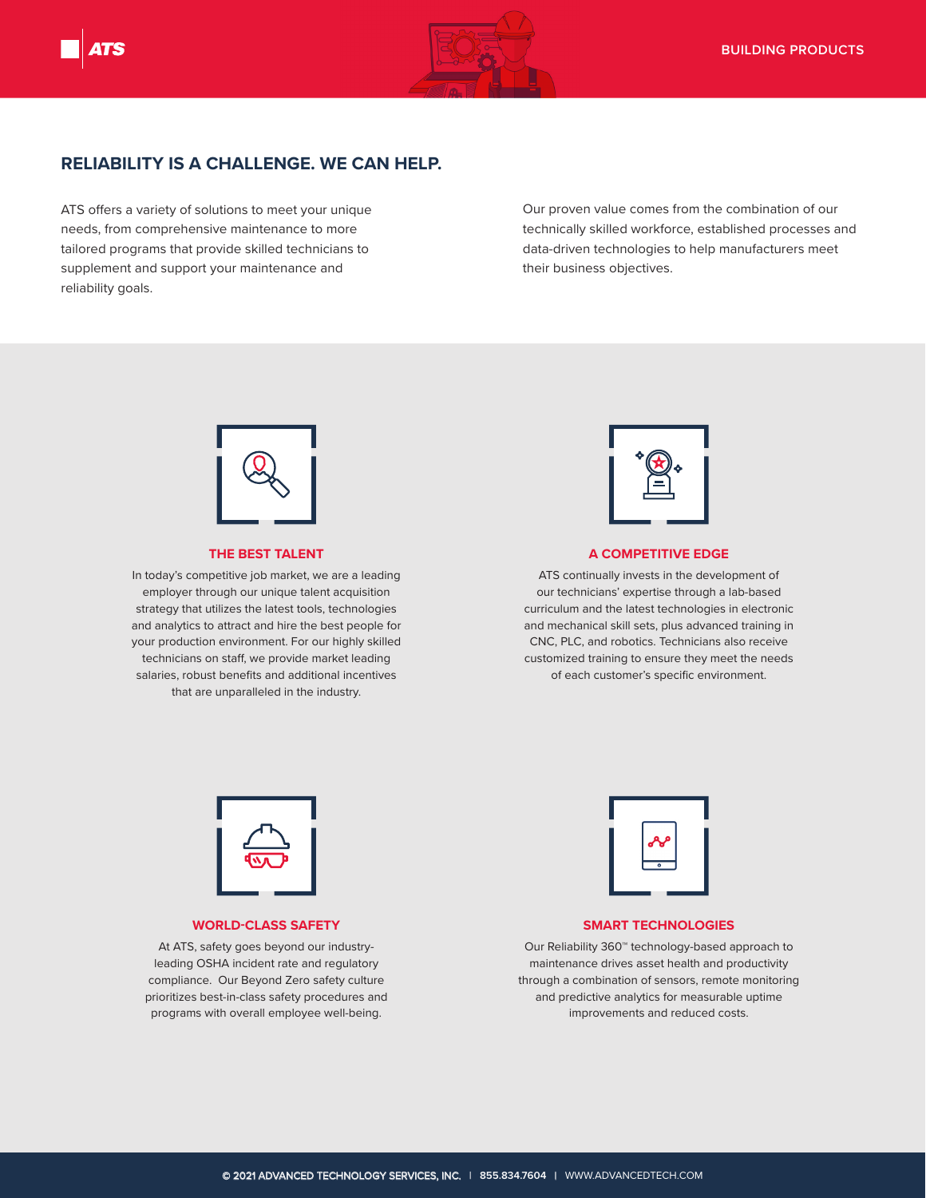## RELIABILITY IS A CHALLENGE. WE CAN HELP.

ATS offers a variety of solutions to meet your unique needs, from comprehensive maintenance to more tailored programs that provide skilled technicians to supplement and support your maintenance and reliability goals.

Our proven value comes from the combination of our technically skilled workforce, established processes and data-driven technologies to help manufacturers meet their business objectives.

### THE BEST TALENT

In today's competitive job market, we are a leading employer through our unique talent acquisition strategy that utilizes the latest tools, technologies and analytics to attract and hire the best people for your production environment. For our highly skilled technicians on staff, we provide market leading salaries, robust benefits and additional incentives that are unparalleled in the industry.

### A COMPETITIVE EDGE

ATS continually invests in the development of our technicians' expertise through a lab-based curriculum and the latest technologies in electronic and mechanical skill sets, plus advanced training in CNC, PLC, and robotics. Technicians also receive customized training to ensure they meet the needs of each customer's specific environment.

### WORLD-CLASS SAFETY

At ATS, safety goes beyond our industry-leading OSHA incident rate and regulatory compliance. Our Beyond Zero safety culture prioritizes best-in-class safety procedures and programs with overall employee well-being.

### SMART TECHNOLOGIES

Our Reliability 360™ technology-based approach to maintenance drives asset health and productivity through a combination of sensors, remote monitoring and predictive analytics for measurable uptime improvements and reduced costs.